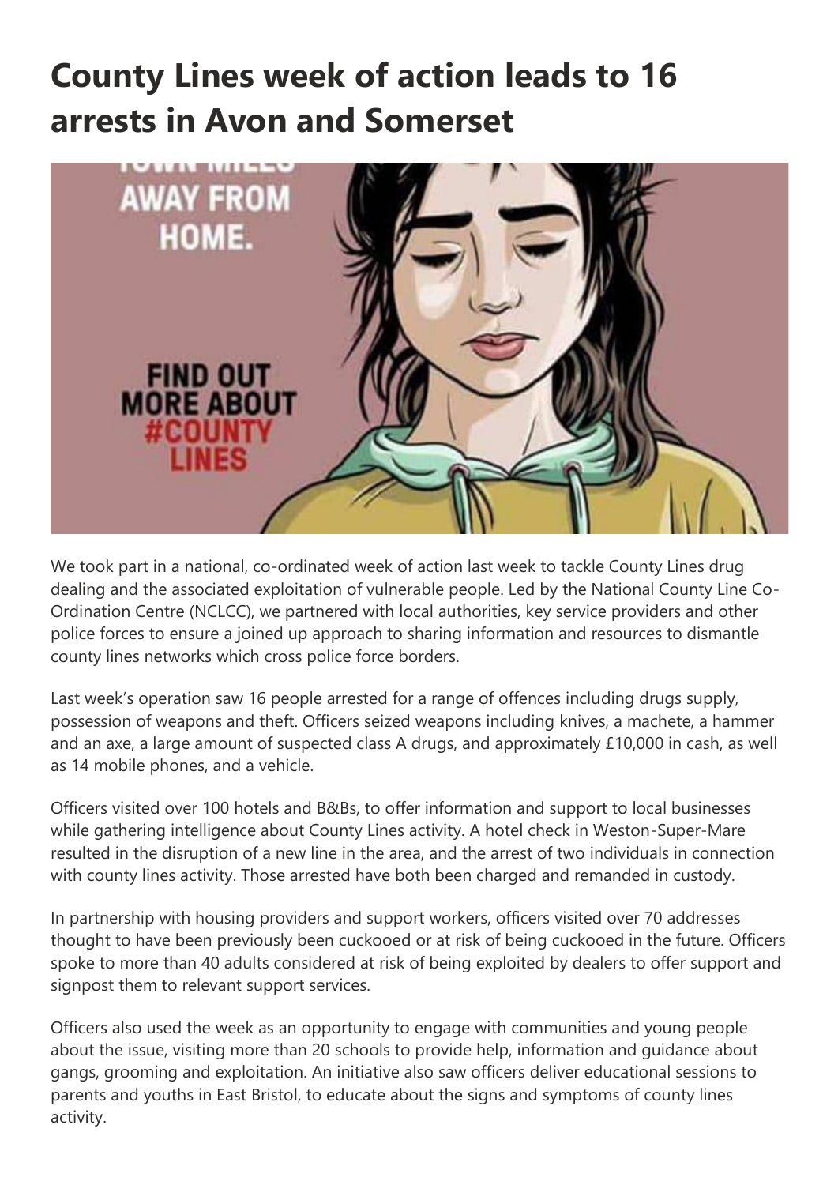# County Lines week of action leads to 16 arrests in Avon and Somerset

We took part in a national, co-ordinated week of action last week to tackle County Lines drug dealing and the associated exploitation of vulnerable people. Led by the National County Line Co-Ordination Centre (NCLCC), we partnered with local authorities, key service providers and other police forces to ensure a joined up approach to sharing information and resources to dismantle county lines networks which cross police force borders.

Last week's operation saw 16 people arrested for a range of offences including drugs supply, possession of weapons and theft. Officers seized weapons including knives, a machete, a hammer and an axe, a large amount of suspected class A drugs, and approximately £10,000 in cash, as well as 14 mobile phones, and a vehicle.

Officers visited over 100 hotels and B&Bs, to offer information and support to local businesses while gathering intelligence about County Lines activity. A hotel check in Weston-Super-Mare resulted in the disruption of a new line in the area, and the arrest of two individuals in connection with county lines activity. Those arrested have both been charged and remanded in custody.

In partnership with housing providers and support workers, officers visited over 70 addresses thought to have been previously been cuckooed or at risk of being cuckooed in the future. Officers spoke to more than 40 adults considered at risk of being exploited by dealers to offer support and signpost them to relevant support services.

Officers also used the week as an opportunity to engage with communities and young people about the issue, visiting more than 20 schools to provide help, information and guidance about gangs, grooming and exploitation. An initiative also saw officers deliver educational sessions to parents and youths in East Bristol, to educate about the signs and symptoms of county lines activity.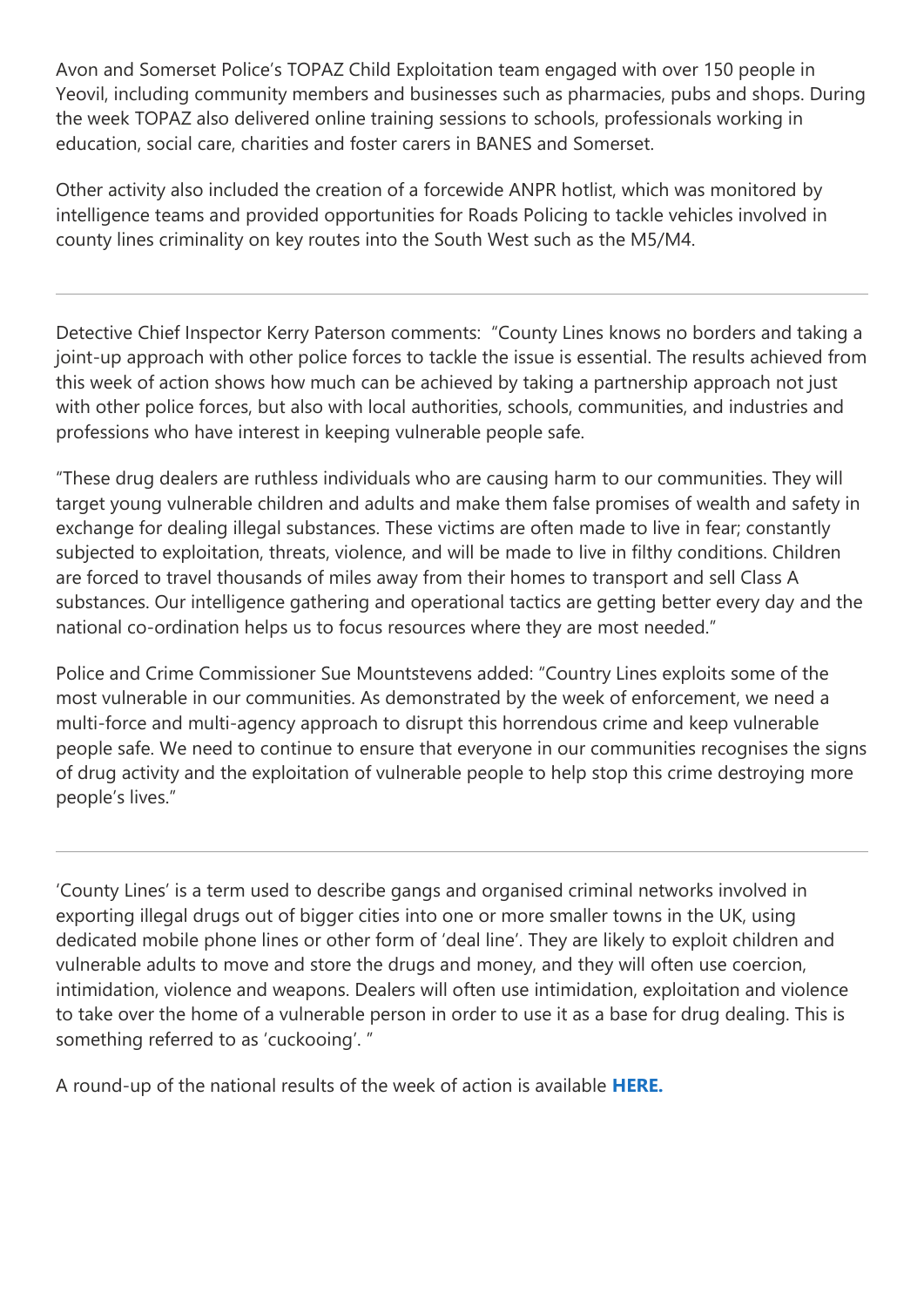Avon and Somerset Police's TOPAZ Child Exploitation team engaged with over 150 people in Yeovil, including community members and businesses such as pharmacies, pubs and shops. During the week TOPAZ also delivered online training sessions to schools, professionals working in education, social care, charities and foster carers in BANES and Somerset.

Other activity also included the creation of a forcewide ANPR hotlist, which was monitored by intelligence teams and provided opportunities for Roads Policing to tackle vehicles involved in county lines criminality on key routes into the South West such as the M5/M4.

---

Detective Chief Inspector Kerry Paterson comments: "County Lines knows no borders and taking a joint-up approach with other police forces to tackle the issue is essential. The results achieved from this week of action shows how much can be achieved by taking a partnership approach not just with other police forces, but also with local authorities, schools, communities, and industries and professions who have interest in keeping vulnerable people safe.

"These drug dealers are ruthless individuals who are causing harm to our communities. They will target young vulnerable children and adults and make them false promises of wealth and safety in exchange for dealing illegal substances. These victims are often made to live in fear; constantly subjected to exploitation, threats, violence, and will be made to live in filthy conditions. Children are forced to travel thousands of miles away from their homes to transport and sell Class A substances. Our intelligence gathering and operational tactics are getting better every day and the national co-ordination helps us to focus resources where they are most needed."

Police and Crime Commissioner Sue Mountstevens added: "Country Lines exploits some of the most vulnerable in our communities. As demonstrated by the week of enforcement, we need a multi-force and multi-agency approach to disrupt this horrendous crime and keep vulnerable people safe. We need to continue to ensure that everyone in our communities recognises the signs of drug activity and the exploitation of vulnerable people to help stop this crime destroying more people's lives."

---

'County Lines' is a term used to describe gangs and organised criminal networks involved in exporting illegal drugs out of bigger cities into one or more smaller towns in the UK, using dedicated mobile phone lines or other form of 'deal line'. They are likely to exploit children and vulnerable adults to move and store the drugs and money, and they will often use coercion, intimidation, violence and weapons. Dealers will often use intimidation, exploitation and violence to take over the home of a vulnerable person in order to use it as a base for drug dealing. This is something referred to as 'cuckooing'. "

A round-up of the national results of the week of action is available **HERE.**